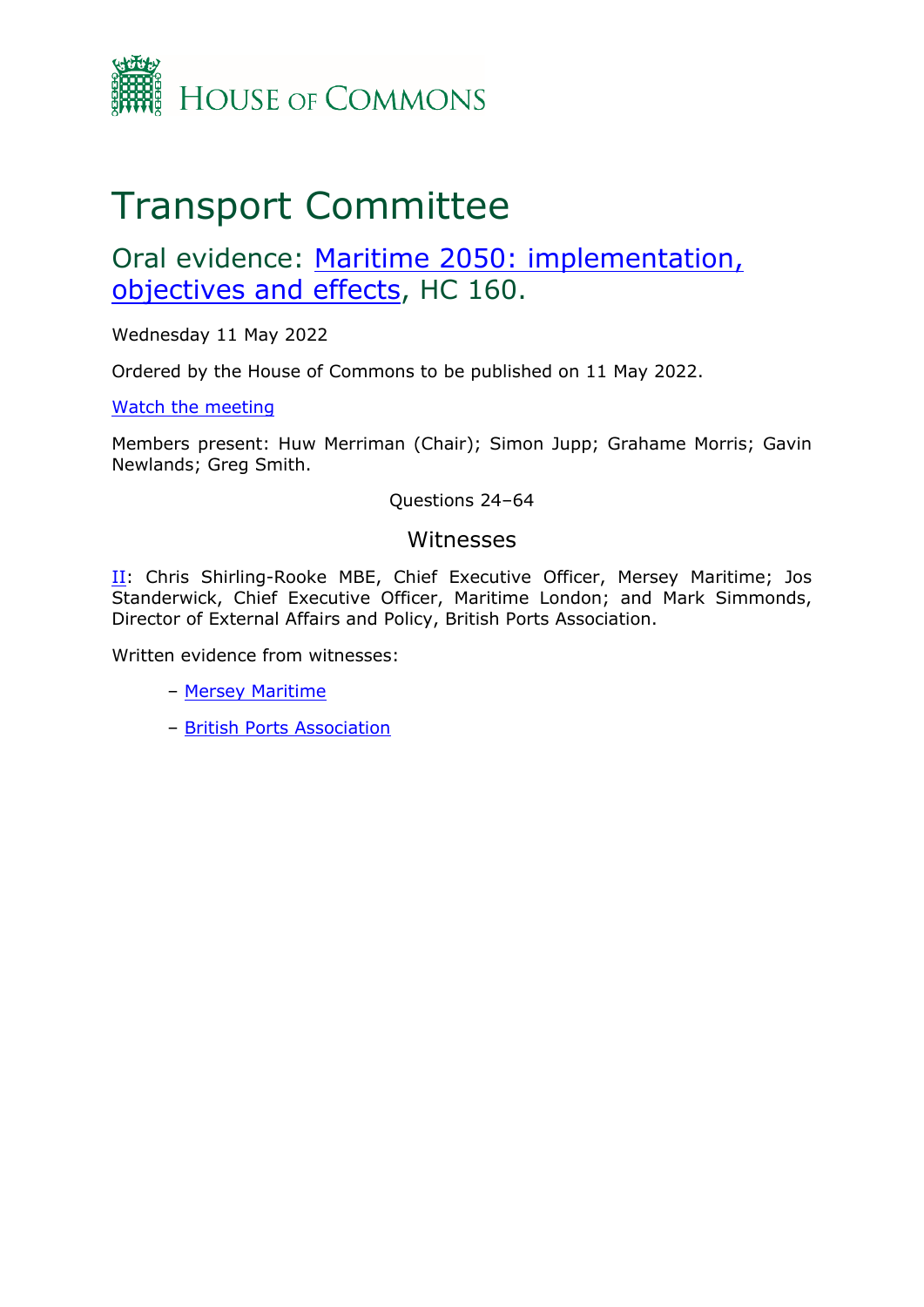HOUSE OF COMMONS

# Transport Committee

## Oral evidence: Maritime 2050: implementation, objectives and effects, HC 160.

Wednesday 11 May 2022

Ordered by the House of Commons to be published on 11 May 2022.

Watch the meeting

Members present: Huw Merriman (Chair); Simon Jupp; Grahame Morris; Gavin Newlands; Greg Smith.

Questions 24–64

### Witnesses

II: Chris Shirling-Rooke MBE, Chief Executive Officer, Mersey Maritime; Jos Standerwick, Chief Executive Officer, Maritime London; and Mark Simmonds, Director of External Affairs and Policy, British Ports Association.

Written evidence from witnesses:

- Mersey Maritime
- British Ports Association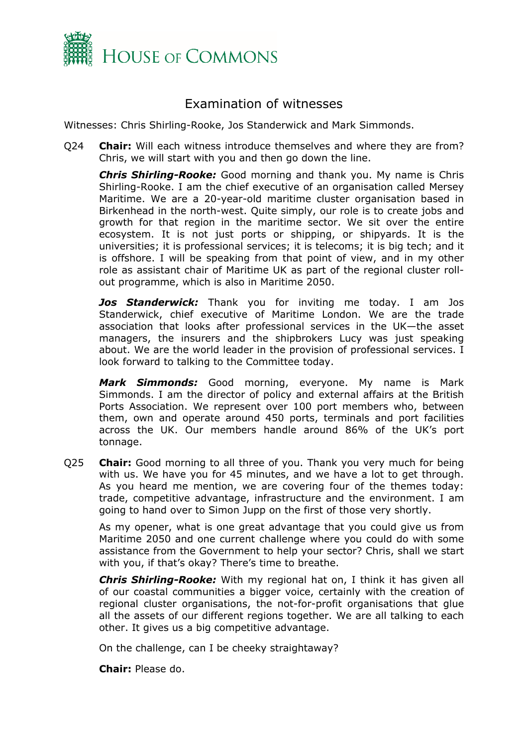## Examination of witnesses

Witnesses: Chris Shirling-Rooke, Jos Standerwick and Mark Simmonds.

Q24 **Chair:** Will each witness introduce themselves and where they are from? Chris, we will start with you and then go down the line.

***Chris Shirling-Rooke:*** Good morning and thank you. My name is Chris Shirling-Rooke. I am the chief executive of an organisation called Mersey Maritime. We are a 20-year-old maritime cluster organisation based in Birkenhead in the north-west. Quite simply, our role is to create jobs and growth for that region in the maritime sector. We sit over the entire ecosystem. It is not just ports or shipping, or shipyards. It is the universities; it is professional services; it is telecoms; it is big tech; and it is offshore. I will be speaking from that point of view, and in my other role as assistant chair of Maritime UK as part of the regional cluster roll-out programme, which is also in Maritime 2050.

***Jos Standerwick:*** Thank you for inviting me today. I am Jos Standerwick, chief executive of Maritime London. We are the trade association that looks after professional services in the UK—the asset managers, the insurers and the shipbrokers Lucy was just speaking about. We are the world leader in the provision of professional services. I look forward to talking to the Committee today.

***Mark Simmonds:*** Good morning, everyone. My name is Mark Simmonds. I am the director of policy and external affairs at the British Ports Association. We represent over 100 port members who, between them, own and operate around 450 ports, terminals and port facilities across the UK. Our members handle around 86% of the UK's port tonnage.

Q25 **Chair:** Good morning to all three of you. Thank you very much for being with us. We have you for 45 minutes, and we have a lot to get through. As you heard me mention, we are covering four of the themes today: trade, competitive advantage, infrastructure and the environment. I am going to hand over to Simon Jupp on the first of those very shortly.

As my opener, what is one great advantage that you could give us from Maritime 2050 and one current challenge where you could do with some assistance from the Government to help your sector? Chris, shall we start with you, if that's okay? There's time to breathe.

***Chris Shirling-Rooke:*** With my regional hat on, I think it has given all of our coastal communities a bigger voice, certainly with the creation of regional cluster organisations, the not-for-profit organisations that glue all the assets of our different regions together. We are all talking to each other. It gives us a big competitive advantage.

On the challenge, can I be cheeky straightaway?

**Chair:** Please do.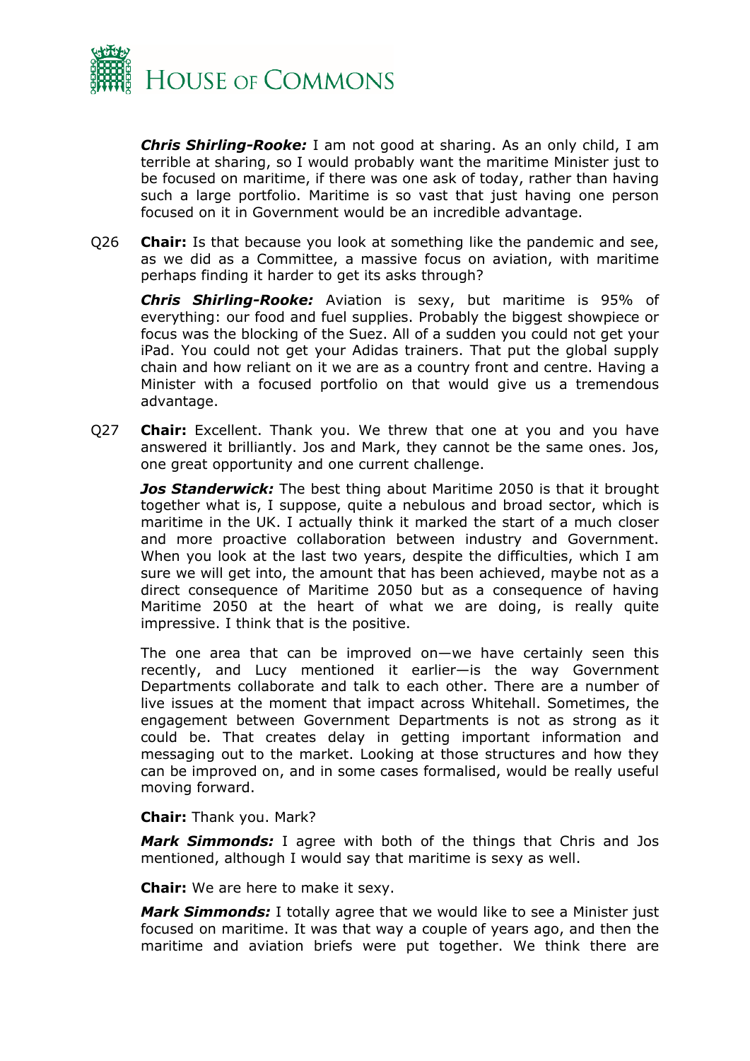***Chris Shirling-Rooke:*** I am not good at sharing. As an only child, I am terrible at sharing, so I would probably want the maritime Minister just to be focused on maritime, if there was one ask of today, rather than having such a large portfolio. Maritime is so vast that just having one person focused on it in Government would be an incredible advantage.

Q26 **Chair:** Is that because you look at something like the pandemic and see, as we did as a Committee, a massive focus on aviation, with maritime perhaps finding it harder to get its asks through?

***Chris Shirling-Rooke:*** Aviation is sexy, but maritime is 95% of everything: our food and fuel supplies. Probably the biggest showpiece or focus was the blocking of the Suez. All of a sudden you could not get your iPad. You could not get your Adidas trainers. That put the global supply chain and how reliant on it we are as a country front and centre. Having a Minister with a focused portfolio on that would give us a tremendous advantage.

Q27 **Chair:** Excellent. Thank you. We threw that one at you and you have answered it brilliantly. Jos and Mark, they cannot be the same ones. Jos, one great opportunity and one current challenge.

***Jos Standerwick:*** The best thing about Maritime 2050 is that it brought together what is, I suppose, quite a nebulous and broad sector, which is maritime in the UK. I actually think it marked the start of a much closer and more proactive collaboration between industry and Government. When you look at the last two years, despite the difficulties, which I am sure we will get into, the amount that has been achieved, maybe not as a direct consequence of Maritime 2050 but as a consequence of having Maritime 2050 at the heart of what we are doing, is really quite impressive. I think that is the positive.

The one area that can be improved on—we have certainly seen this recently, and Lucy mentioned it earlier—is the way Government Departments collaborate and talk to each other. There are a number of live issues at the moment that impact across Whitehall. Sometimes, the engagement between Government Departments is not as strong as it could be. That creates delay in getting important information and messaging out to the market. Looking at those structures and how they can be improved on, and in some cases formalised, would be really useful moving forward.

**Chair:** Thank you. Mark?

***Mark Simmonds:*** I agree with both of the things that Chris and Jos mentioned, although I would say that maritime is sexy as well.

**Chair:** We are here to make it sexy.

***Mark Simmonds:*** I totally agree that we would like to see a Minister just focused on maritime. It was that way a couple of years ago, and then the maritime and aviation briefs were put together. We think there are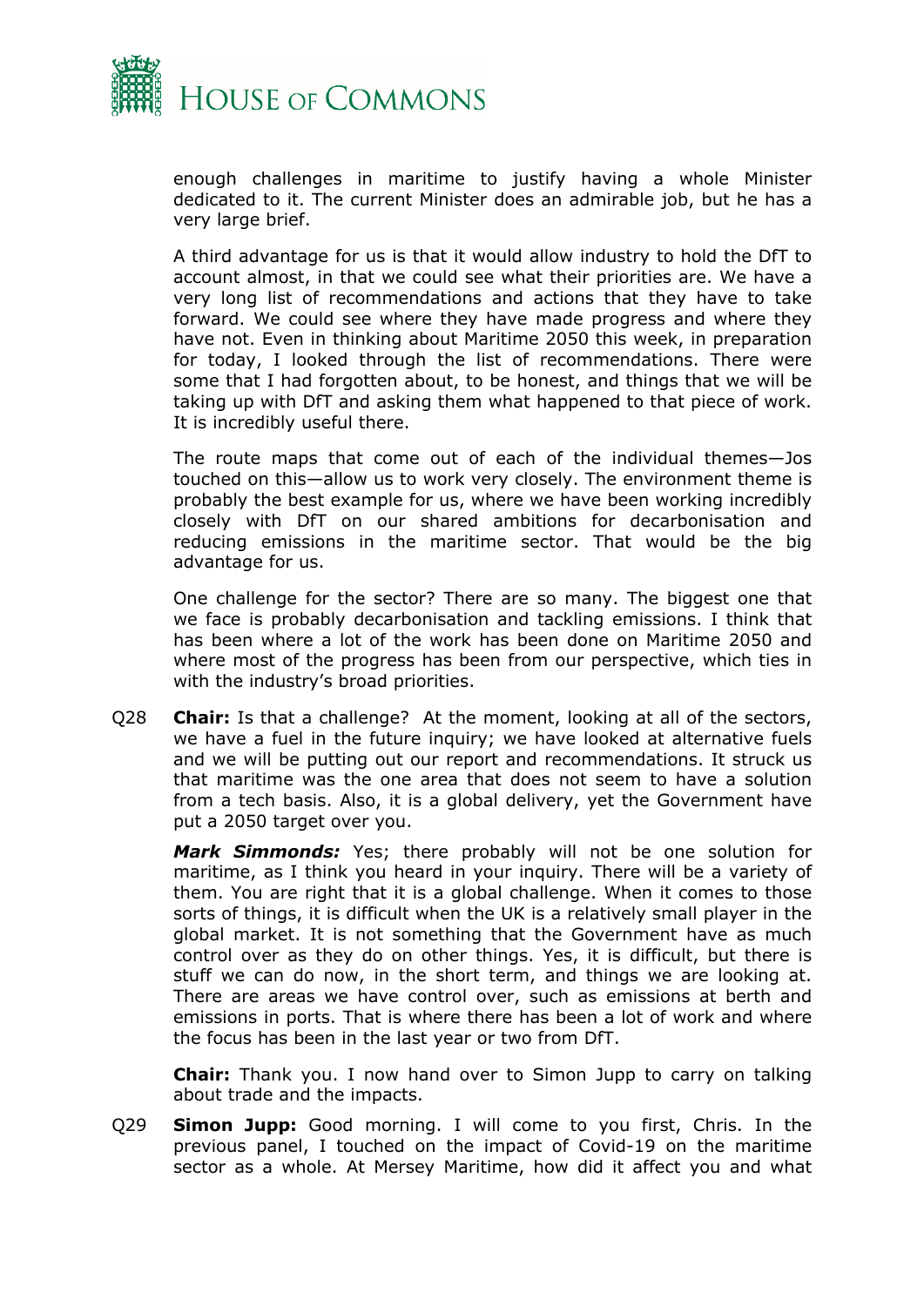enough challenges in maritime to justify having a whole Minister dedicated to it. The current Minister does an admirable job, but he has a very large brief.

A third advantage for us is that it would allow industry to hold the DfT to account almost, in that we could see what their priorities are. We have a very long list of recommendations and actions that they have to take forward. We could see where they have made progress and where they have not. Even in thinking about Maritime 2050 this week, in preparation for today, I looked through the list of recommendations. There were some that I had forgotten about, to be honest, and things that we will be taking up with DfT and asking them what happened to that piece of work. It is incredibly useful there.

The route maps that come out of each of the individual themes—Jos touched on this—allow us to work very closely. The environment theme is probably the best example for us, where we have been working incredibly closely with DfT on our shared ambitions for decarbonisation and reducing emissions in the maritime sector. That would be the big advantage for us.

One challenge for the sector? There are so many. The biggest one that we face is probably decarbonisation and tackling emissions. I think that has been where a lot of the work has been done on Maritime 2050 and where most of the progress has been from our perspective, which ties in with the industry's broad priorities.

Q28 **Chair:** Is that a challenge? At the moment, looking at all of the sectors, we have a fuel in the future inquiry; we have looked at alternative fuels and we will be putting out our report and recommendations. It struck us that maritime was the one area that does not seem to have a solution from a tech basis. Also, it is a global delivery, yet the Government have put a 2050 target over you.

***Mark Simmonds:*** Yes; there probably will not be one solution for maritime, as I think you heard in your inquiry. There will be a variety of them. You are right that it is a global challenge. When it comes to those sorts of things, it is difficult when the UK is a relatively small player in the global market. It is not something that the Government have as much control over as they do on other things. Yes, it is difficult, but there is stuff we can do now, in the short term, and things we are looking at. There are areas we have control over, such as emissions at berth and emissions in ports. That is where there has been a lot of work and where the focus has been in the last year or two from DfT.

**Chair:** Thank you. I now hand over to Simon Jupp to carry on talking about trade and the impacts.

Q29 **Simon Jupp:** Good morning. I will come to you first, Chris. In the previous panel, I touched on the impact of Covid-19 on the maritime sector as a whole. At Mersey Maritime, how did it affect you and what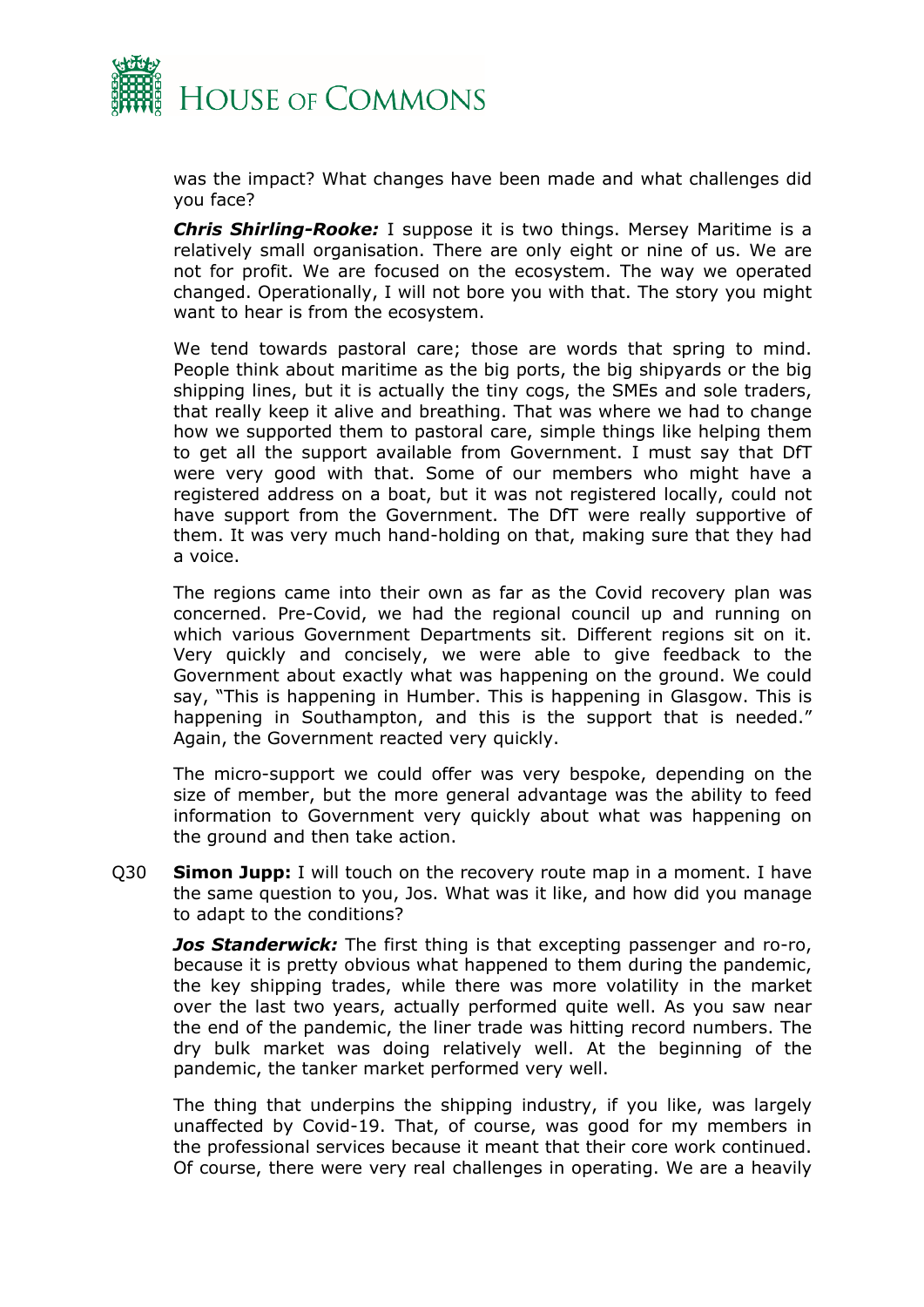was the impact? What changes have been made and what challenges did you face?

***Chris Shirling-Rooke:*** I suppose it is two things. Mersey Maritime is a relatively small organisation. There are only eight or nine of us. We are not for profit. We are focused on the ecosystem. The way we operated changed. Operationally, I will not bore you with that. The story you might want to hear is from the ecosystem.

We tend towards pastoral care; those are words that spring to mind. People think about maritime as the big ports, the big shipyards or the big shipping lines, but it is actually the tiny cogs, the SMEs and sole traders, that really keep it alive and breathing. That was where we had to change how we supported them to pastoral care, simple things like helping them to get all the support available from Government. I must say that DfT were very good with that. Some of our members who might have a registered address on a boat, but it was not registered locally, could not have support from the Government. The DfT were really supportive of them. It was very much hand-holding on that, making sure that they had a voice.

The regions came into their own as far as the Covid recovery plan was concerned. Pre-Covid, we had the regional council up and running on which various Government Departments sit. Different regions sit on it. Very quickly and concisely, we were able to give feedback to the Government about exactly what was happening on the ground. We could say, "This is happening in Humber. This is happening in Glasgow. This is happening in Southampton, and this is the support that is needed." Again, the Government reacted very quickly.

The micro-support we could offer was very bespoke, depending on the size of member, but the more general advantage was the ability to feed information to Government very quickly about what was happening on the ground and then take action.

Q30 **Simon Jupp:** I will touch on the recovery route map in a moment. I have the same question to you, Jos. What was it like, and how did you manage to adapt to the conditions?

***Jos Standerwick:*** The first thing is that excepting passenger and ro-ro, because it is pretty obvious what happened to them during the pandemic, the key shipping trades, while there was more volatility in the market over the last two years, actually performed quite well. As you saw near the end of the pandemic, the liner trade was hitting record numbers. The dry bulk market was doing relatively well. At the beginning of the pandemic, the tanker market performed very well.

The thing that underpins the shipping industry, if you like, was largely unaffected by Covid-19. That, of course, was good for my members in the professional services because it meant that their core work continued. Of course, there were very real challenges in operating. We are a heavily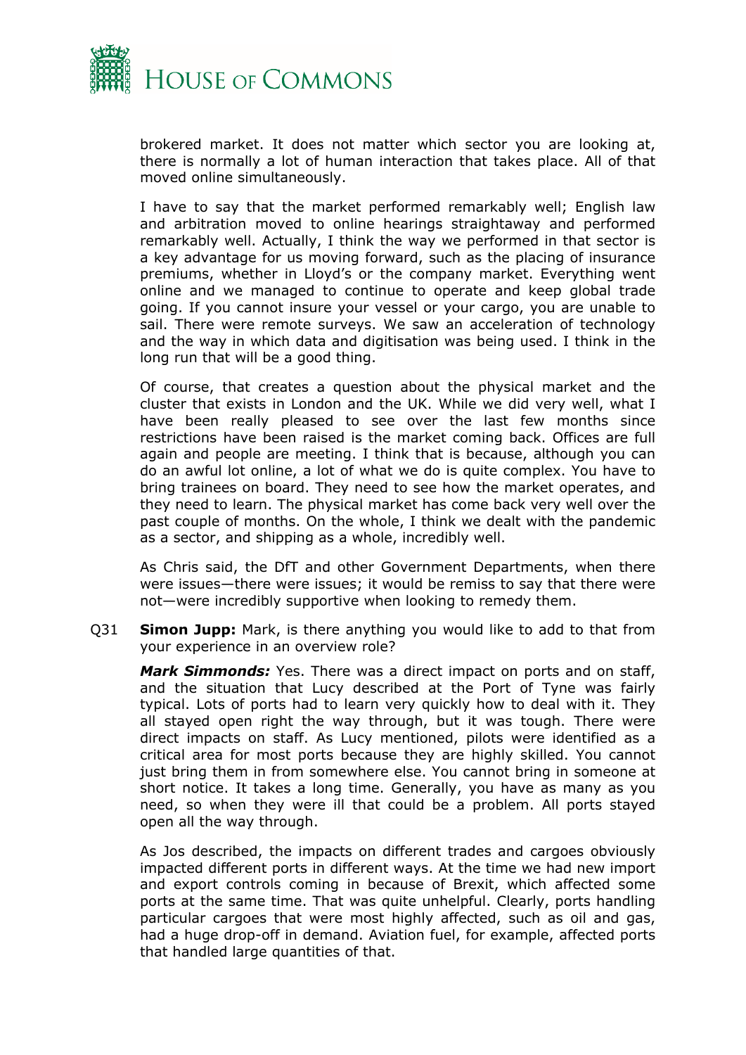brokered market. It does not matter which sector you are looking at, there is normally a lot of human interaction that takes place. All of that moved online simultaneously.

I have to say that the market performed remarkably well; English law and arbitration moved to online hearings straightaway and performed remarkably well. Actually, I think the way we performed in that sector is a key advantage for us moving forward, such as the placing of insurance premiums, whether in Lloyd's or the company market. Everything went online and we managed to continue to operate and keep global trade going. If you cannot insure your vessel or your cargo, you are unable to sail. There were remote surveys. We saw an acceleration of technology and the way in which data and digitisation was being used. I think in the long run that will be a good thing.

Of course, that creates a question about the physical market and the cluster that exists in London and the UK. While we did very well, what I have been really pleased to see over the last few months since restrictions have been raised is the market coming back. Offices are full again and people are meeting. I think that is because, although you can do an awful lot online, a lot of what we do is quite complex. You have to bring trainees on board. They need to see how the market operates, and they need to learn. The physical market has come back very well over the past couple of months. On the whole, I think we dealt with the pandemic as a sector, and shipping as a whole, incredibly well.

As Chris said, the DfT and other Government Departments, when there were issues—there were issues; it would be remiss to say that there were not—were incredibly supportive when looking to remedy them.

Q31 **Simon Jupp:** Mark, is there anything you would like to add to that from your experience in an overview role?

***Mark Simmonds:*** Yes. There was a direct impact on ports and on staff, and the situation that Lucy described at the Port of Tyne was fairly typical. Lots of ports had to learn very quickly how to deal with it. They all stayed open right the way through, but it was tough. There were direct impacts on staff. As Lucy mentioned, pilots were identified as a critical area for most ports because they are highly skilled. You cannot just bring them in from somewhere else. You cannot bring in someone at short notice. It takes a long time. Generally, you have as many as you need, so when they were ill that could be a problem. All ports stayed open all the way through.

As Jos described, the impacts on different trades and cargoes obviously impacted different ports in different ways. At the time we had new import and export controls coming in because of Brexit, which affected some ports at the same time. That was quite unhelpful. Clearly, ports handling particular cargoes that were most highly affected, such as oil and gas, had a huge drop-off in demand. Aviation fuel, for example, affected ports that handled large quantities of that.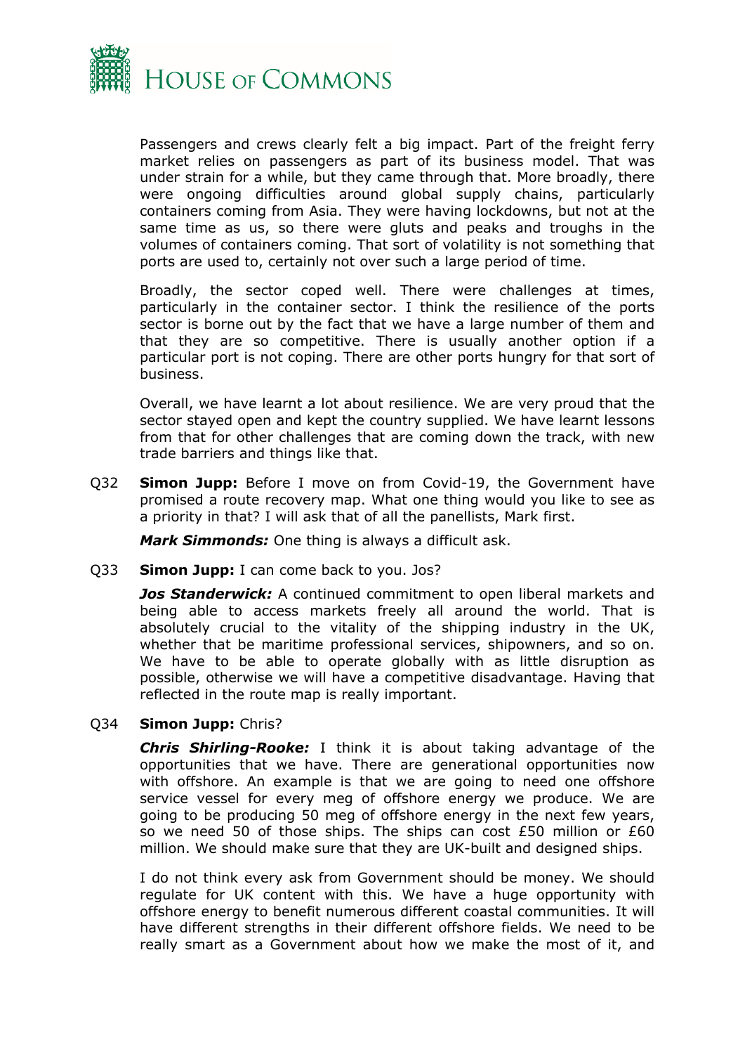Passengers and crews clearly felt a big impact. Part of the freight ferry market relies on passengers as part of its business model. That was under strain for a while, but they came through that. More broadly, there were ongoing difficulties around global supply chains, particularly containers coming from Asia. They were having lockdowns, but not at the same time as us, so there were gluts and peaks and troughs in the volumes of containers coming. That sort of volatility is not something that ports are used to, certainly not over such a large period of time.

Broadly, the sector coped well. There were challenges at times, particularly in the container sector. I think the resilience of the ports sector is borne out by the fact that we have a large number of them and that they are so competitive. There is usually another option if a particular port is not coping. There are other ports hungry for that sort of business.

Overall, we have learnt a lot about resilience. We are very proud that the sector stayed open and kept the country supplied. We have learnt lessons from that for other challenges that are coming down the track, with new trade barriers and things like that.

Q32 **Simon Jupp:** Before I move on from Covid-19, the Government have promised a route recovery map. What one thing would you like to see as a priority in that? I will ask that of all the panellists, Mark first.

***Mark Simmonds:*** One thing is always a difficult ask.

Q33 **Simon Jupp:** I can come back to you. Jos?

***Jos Standerwick:*** A continued commitment to open liberal markets and being able to access markets freely all around the world. That is absolutely crucial to the vitality of the shipping industry in the UK, whether that be maritime professional services, shipowners, and so on. We have to be able to operate globally with as little disruption as possible, otherwise we will have a competitive disadvantage. Having that reflected in the route map is really important.

Q34 **Simon Jupp:** Chris?

***Chris Shirling-Rooke:*** I think it is about taking advantage of the opportunities that we have. There are generational opportunities now with offshore. An example is that we are going to need one offshore service vessel for every meg of offshore energy we produce. We are going to be producing 50 meg of offshore energy in the next few years, so we need 50 of those ships. The ships can cost £50 million or £60 million. We should make sure that they are UK-built and designed ships.

I do not think every ask from Government should be money. We should regulate for UK content with this. We have a huge opportunity with offshore energy to benefit numerous different coastal communities. It will have different strengths in their different offshore fields. We need to be really smart as a Government about how we make the most of it, and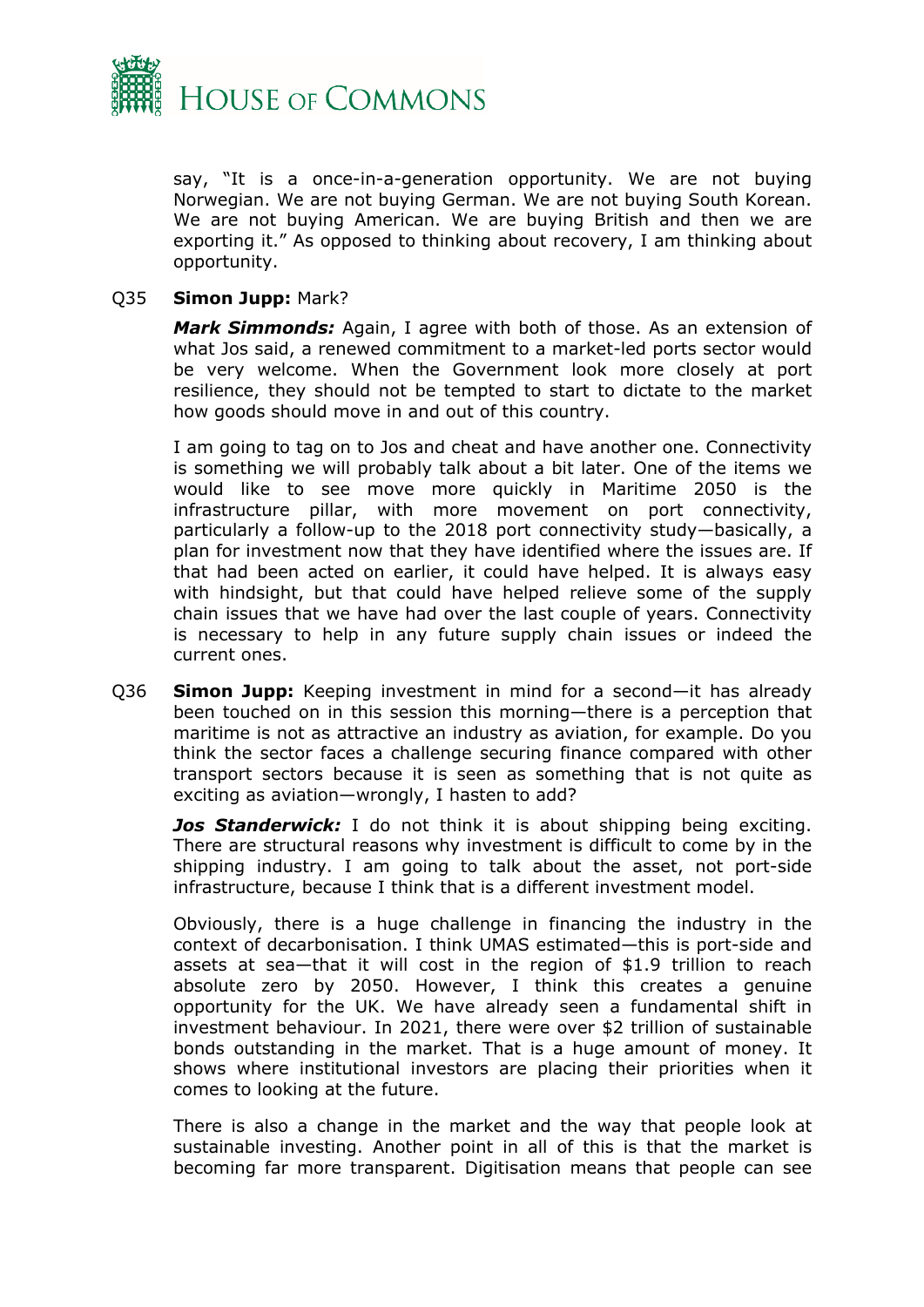say, "It is a once-in-a-generation opportunity. We are not buying Norwegian. We are not buying German. We are not buying South Korean. We are not buying American. We are buying British and then we are exporting it." As opposed to thinking about recovery, I am thinking about opportunity.

Q35 **Simon Jupp:** Mark?

***Mark Simmonds:*** Again, I agree with both of those. As an extension of what Jos said, a renewed commitment to a market-led ports sector would be very welcome. When the Government look more closely at port resilience, they should not be tempted to start to dictate to the market how goods should move in and out of this country.

I am going to tag on to Jos and cheat and have another one. Connectivity is something we will probably talk about a bit later. One of the items we would like to see move more quickly in Maritime 2050 is the infrastructure pillar, with more movement on port connectivity, particularly a follow-up to the 2018 port connectivity study—basically, a plan for investment now that they have identified where the issues are. If that had been acted on earlier, it could have helped. It is always easy with hindsight, but that could have helped relieve some of the supply chain issues that we have had over the last couple of years. Connectivity is necessary to help in any future supply chain issues or indeed the current ones.

Q36 **Simon Jupp:** Keeping investment in mind for a second—it has already been touched on in this session this morning—there is a perception that maritime is not as attractive an industry as aviation, for example. Do you think the sector faces a challenge securing finance compared with other transport sectors because it is seen as something that is not quite as exciting as aviation—wrongly, I hasten to add?

***Jos Standerwick:*** I do not think it is about shipping being exciting. There are structural reasons why investment is difficult to come by in the shipping industry. I am going to talk about the asset, not port-side infrastructure, because I think that is a different investment model.

Obviously, there is a huge challenge in financing the industry in the context of decarbonisation. I think UMAS estimated—this is port-side and assets at sea—that it will cost in the region of $1.9 trillion to reach absolute zero by 2050. However, I think this creates a genuine opportunity for the UK. We have already seen a fundamental shift in investment behaviour. In 2021, there were over $2 trillion of sustainable bonds outstanding in the market. That is a huge amount of money. It shows where institutional investors are placing their priorities when it comes to looking at the future.

There is also a change in the market and the way that people look at sustainable investing. Another point in all of this is that the market is becoming far more transparent. Digitisation means that people can see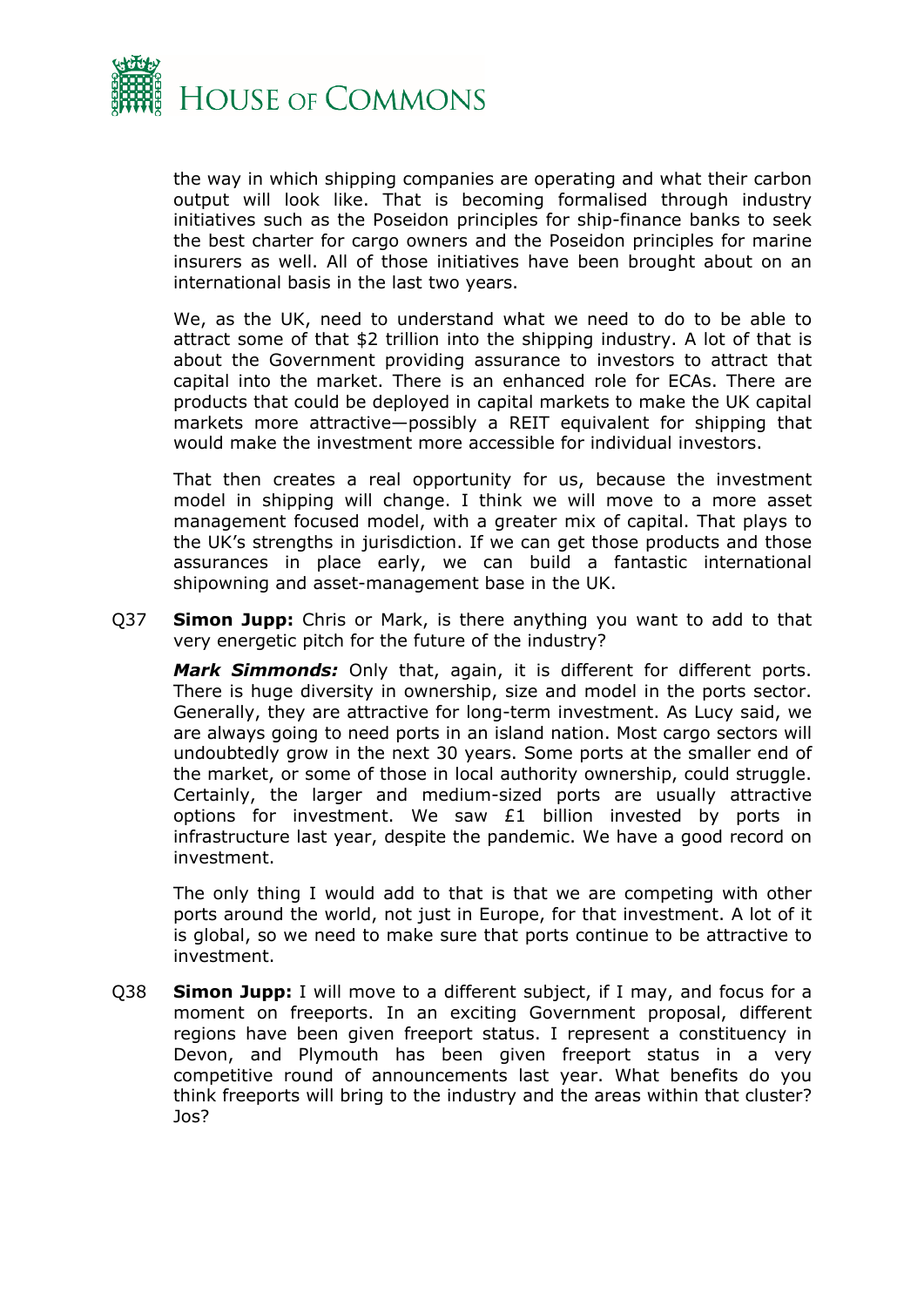the way in which shipping companies are operating and what their carbon output will look like. That is becoming formalised through industry initiatives such as the Poseidon principles for ship-finance banks to seek the best charter for cargo owners and the Poseidon principles for marine insurers as well. All of those initiatives have been brought about on an international basis in the last two years.

We, as the UK, need to understand what we need to do to be able to attract some of that $2 trillion into the shipping industry. A lot of that is about the Government providing assurance to investors to attract that capital into the market. There is an enhanced role for ECAs. There are products that could be deployed in capital markets to make the UK capital markets more attractive—possibly a REIT equivalent for shipping that would make the investment more accessible for individual investors.

That then creates a real opportunity for us, because the investment model in shipping will change. I think we will move to a more asset management focused model, with a greater mix of capital. That plays to the UK's strengths in jurisdiction. If we can get those products and those assurances in place early, we can build a fantastic international shipowning and asset-management base in the UK.

Q37 **Simon Jupp:** Chris or Mark, is there anything you want to add to that very energetic pitch for the future of the industry?

***Mark Simmonds:*** Only that, again, it is different for different ports. There is huge diversity in ownership, size and model in the ports sector. Generally, they are attractive for long-term investment. As Lucy said, we are always going to need ports in an island nation. Most cargo sectors will undoubtedly grow in the next 30 years. Some ports at the smaller end of the market, or some of those in local authority ownership, could struggle. Certainly, the larger and medium-sized ports are usually attractive options for investment. We saw £1 billion invested by ports in infrastructure last year, despite the pandemic. We have a good record on investment.

The only thing I would add to that is that we are competing with other ports around the world, not just in Europe, for that investment. A lot of it is global, so we need to make sure that ports continue to be attractive to investment.

Q38 **Simon Jupp:** I will move to a different subject, if I may, and focus for a moment on freeports. In an exciting Government proposal, different regions have been given freeport status. I represent a constituency in Devon, and Plymouth has been given freeport status in a very competitive round of announcements last year. What benefits do you think freeports will bring to the industry and the areas within that cluster? Jos?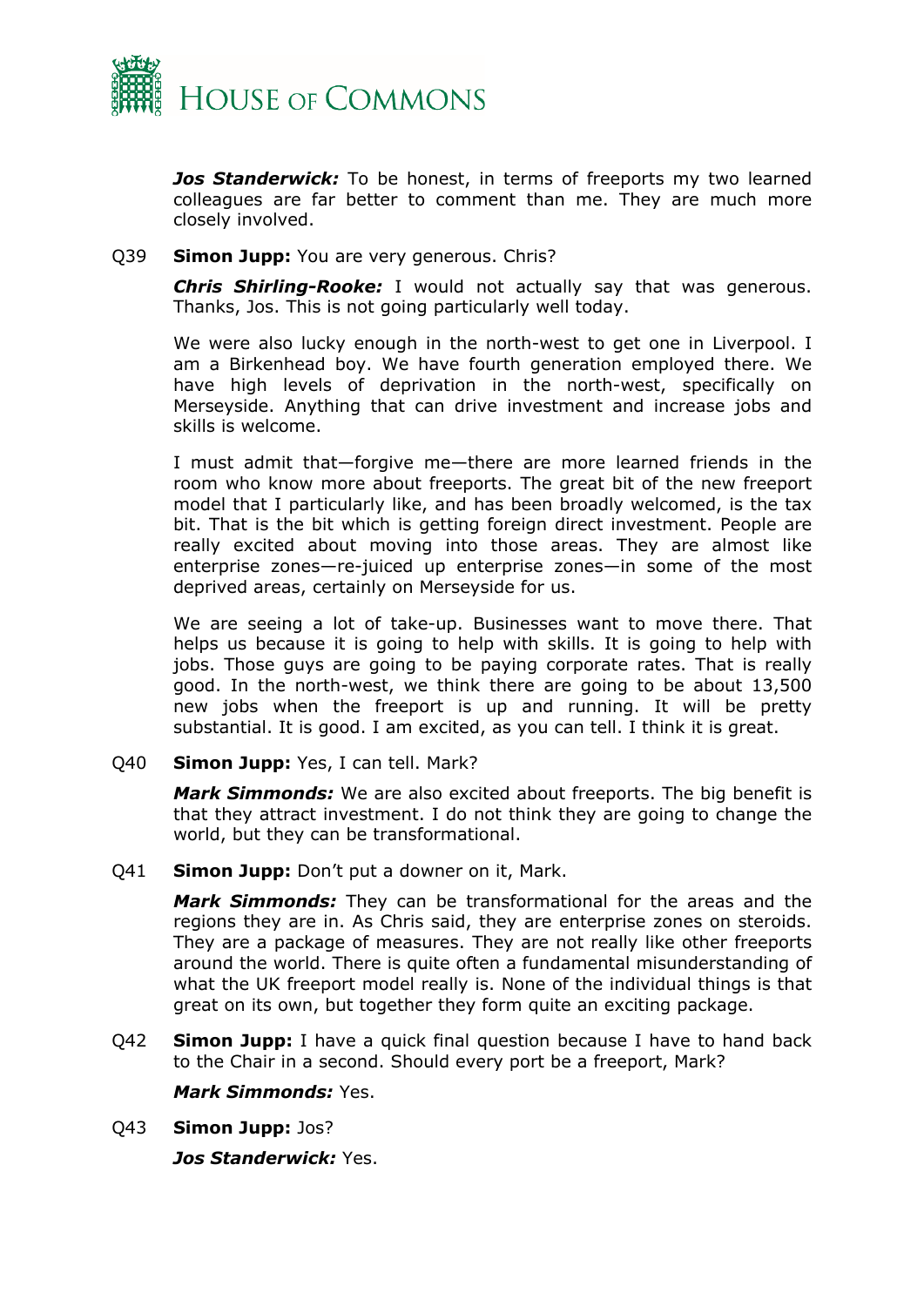***Jos Standerwick:*** To be honest, in terms of freeports my two learned colleagues are far better to comment than me. They are much more closely involved.

Q39 **Simon Jupp:** You are very generous. Chris?

***Chris Shirling-Rooke:*** I would not actually say that was generous. Thanks, Jos. This is not going particularly well today.

We were also lucky enough in the north-west to get one in Liverpool. I am a Birkenhead boy. We have fourth generation employed there. We have high levels of deprivation in the north-west, specifically on Merseyside. Anything that can drive investment and increase jobs and skills is welcome.

I must admit that—forgive me—there are more learned friends in the room who know more about freeports. The great bit of the new freeport model that I particularly like, and has been broadly welcomed, is the tax bit. That is the bit which is getting foreign direct investment. People are really excited about moving into those areas. They are almost like enterprise zones—re-juiced up enterprise zones—in some of the most deprived areas, certainly on Merseyside for us.

We are seeing a lot of take-up. Businesses want to move there. That helps us because it is going to help with skills. It is going to help with jobs. Those guys are going to be paying corporate rates. That is really good. In the north-west, we think there are going to be about 13,500 new jobs when the freeport is up and running. It will be pretty substantial. It is good. I am excited, as you can tell. I think it is great.

Q40 **Simon Jupp:** Yes, I can tell. Mark?

***Mark Simmonds:*** We are also excited about freeports. The big benefit is that they attract investment. I do not think they are going to change the world, but they can be transformational.

Q41 **Simon Jupp:** Don't put a downer on it, Mark.

***Mark Simmonds:*** They can be transformational for the areas and the regions they are in. As Chris said, they are enterprise zones on steroids. They are a package of measures. They are not really like other freeports around the world. There is quite often a fundamental misunderstanding of what the UK freeport model really is. None of the individual things is that great on its own, but together they form quite an exciting package.

Q42 **Simon Jupp:** I have a quick final question because I have to hand back to the Chair in a second. Should every port be a freeport, Mark?

***Mark Simmonds:*** Yes.

Q43 **Simon Jupp:** Jos?

***Jos Standerwick:*** Yes.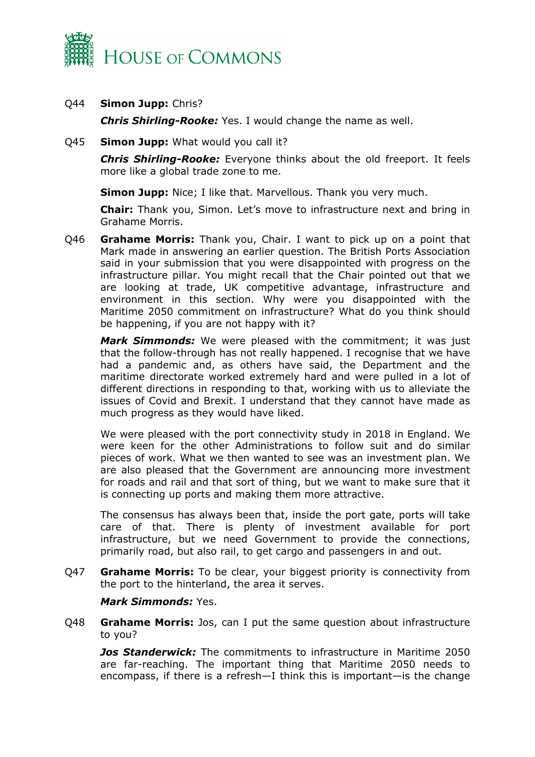Q44 **Simon Jupp:** Chris?

***Chris Shirling-Rooke:*** Yes. I would change the name as well.

Q45 **Simon Jupp:** What would you call it?

***Chris Shirling-Rooke:*** Everyone thinks about the old freeport. It feels more like a global trade zone to me.

**Simon Jupp:** Nice; I like that. Marvellous. Thank you very much.

**Chair:** Thank you, Simon. Let's move to infrastructure next and bring in Grahame Morris.

Q46 **Grahame Morris:** Thank you, Chair. I want to pick up on a point that Mark made in answering an earlier question. The British Ports Association said in your submission that you were disappointed with progress on the infrastructure pillar. You might recall that the Chair pointed out that we are looking at trade, UK competitive advantage, infrastructure and environment in this section. Why were you disappointed with the Maritime 2050 commitment on infrastructure? What do you think should be happening, if you are not happy with it?

***Mark Simmonds:*** We were pleased with the commitment; it was just that the follow-through has not really happened. I recognise that we have had a pandemic and, as others have said, the Department and the maritime directorate worked extremely hard and were pulled in a lot of different directions in responding to that, working with us to alleviate the issues of Covid and Brexit. I understand that they cannot have made as much progress as they would have liked.

We were pleased with the port connectivity study in 2018 in England. We were keen for the other Administrations to follow suit and do similar pieces of work. What we then wanted to see was an investment plan. We are also pleased that the Government are announcing more investment for roads and rail and that sort of thing, but we want to make sure that it is connecting up ports and making them more attractive.

The consensus has always been that, inside the port gate, ports will take care of that. There is plenty of investment available for port infrastructure, but we need Government to provide the connections, primarily road, but also rail, to get cargo and passengers in and out.

Q47 **Grahame Morris:** To be clear, your biggest priority is connectivity from the port to the hinterland, the area it serves.

***Mark Simmonds:*** Yes.

Q48 **Grahame Morris:** Jos, can I put the same question about infrastructure to you?

***Jos Standerwick:*** The commitments to infrastructure in Maritime 2050 are far-reaching. The important thing that Maritime 2050 needs to encompass, if there is a refresh—I think this is important—is the change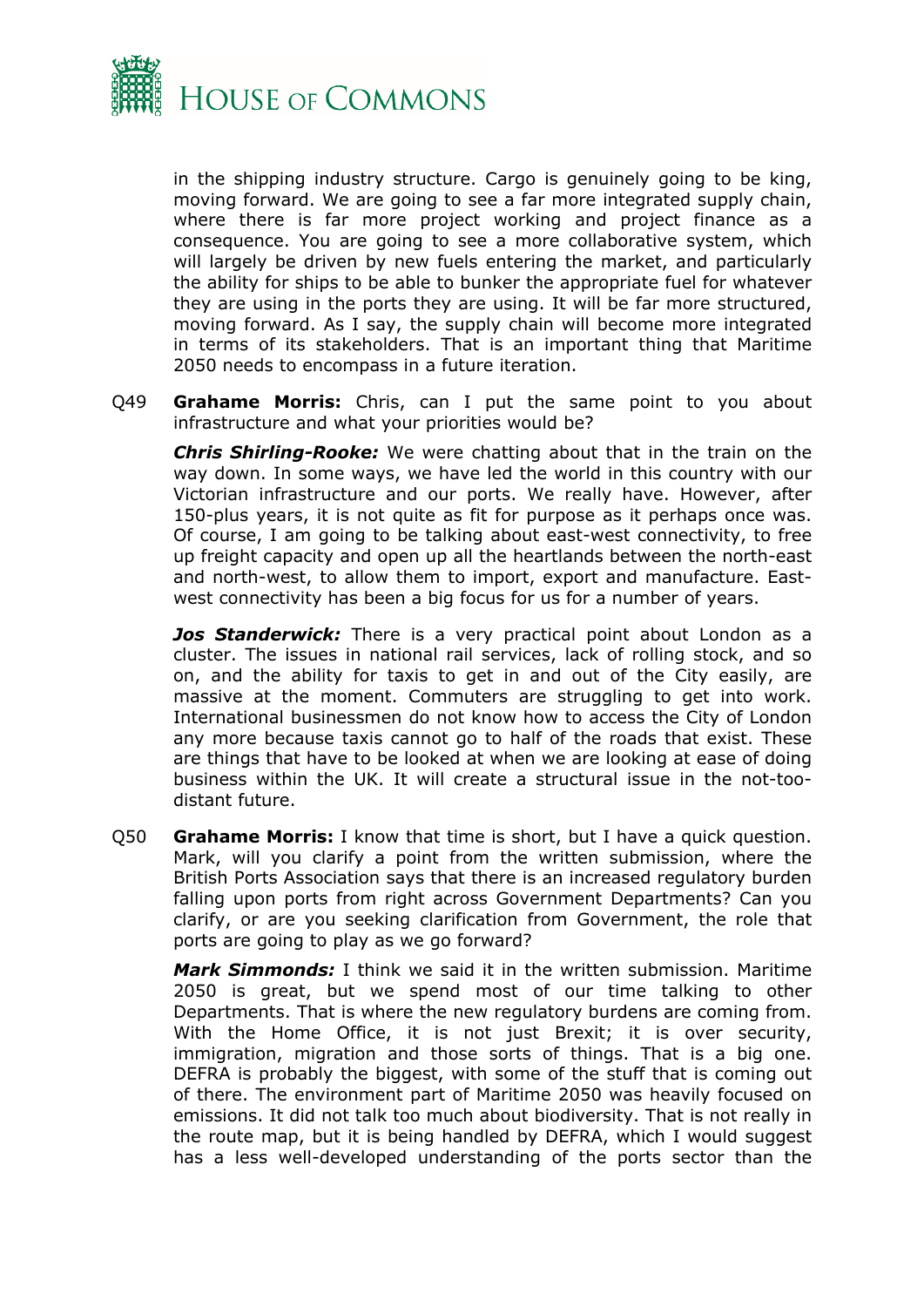in the shipping industry structure. Cargo is genuinely going to be king, moving forward. We are going to see a far more integrated supply chain, where there is far more project working and project finance as a consequence. You are going to see a more collaborative system, which will largely be driven by new fuels entering the market, and particularly the ability for ships to be able to bunker the appropriate fuel for whatever they are using in the ports they are using. It will be far more structured, moving forward. As I say, the supply chain will become more integrated in terms of its stakeholders. That is an important thing that Maritime 2050 needs to encompass in a future iteration.

Q49 **Grahame Morris:** Chris, can I put the same point to you about infrastructure and what your priorities would be?

***Chris Shirling-Rooke:*** We were chatting about that in the train on the way down. In some ways, we have led the world in this country with our Victorian infrastructure and our ports. We really have. However, after 150-plus years, it is not quite as fit for purpose as it perhaps once was. Of course, I am going to be talking about east-west connectivity, to free up freight capacity and open up all the heartlands between the north-east and north-west, to allow them to import, export and manufacture. East-west connectivity has been a big focus for us for a number of years.

***Jos Standerwick:*** There is a very practical point about London as a cluster. The issues in national rail services, lack of rolling stock, and so on, and the ability for taxis to get in and out of the City easily, are massive at the moment. Commuters are struggling to get into work. International businessmen do not know how to access the City of London any more because taxis cannot go to half of the roads that exist. These are things that have to be looked at when we are looking at ease of doing business within the UK. It will create a structural issue in the not-too-distant future.

Q50 **Grahame Morris:** I know that time is short, but I have a quick question. Mark, will you clarify a point from the written submission, where the British Ports Association says that there is an increased regulatory burden falling upon ports from right across Government Departments? Can you clarify, or are you seeking clarification from Government, the role that ports are going to play as we go forward?

***Mark Simmonds:*** I think we said it in the written submission. Maritime 2050 is great, but we spend most of our time talking to other Departments. That is where the new regulatory burdens are coming from. With the Home Office, it is not just Brexit; it is over security, immigration, migration and those sorts of things. That is a big one. DEFRA is probably the biggest, with some of the stuff that is coming out of there. The environment part of Maritime 2050 was heavily focused on emissions. It did not talk too much about biodiversity. That is not really in the route map, but it is being handled by DEFRA, which I would suggest has a less well-developed understanding of the ports sector than the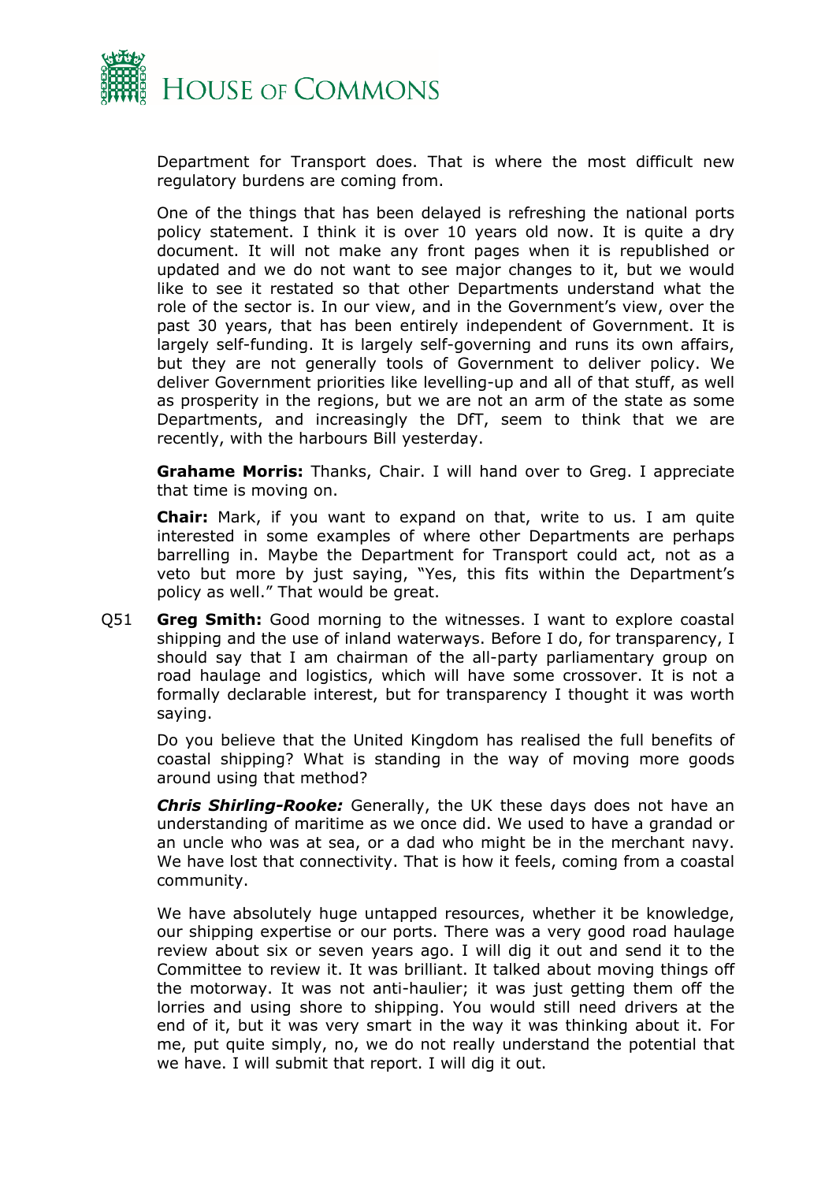Department for Transport does. That is where the most difficult new regulatory burdens are coming from.

One of the things that has been delayed is refreshing the national ports policy statement. I think it is over 10 years old now. It is quite a dry document. It will not make any front pages when it is republished or updated and we do not want to see major changes to it, but we would like to see it restated so that other Departments understand what the role of the sector is. In our view, and in the Government's view, over the past 30 years, that has been entirely independent of Government. It is largely self-funding. It is largely self-governing and runs its own affairs, but they are not generally tools of Government to deliver policy. We deliver Government priorities like levelling-up and all of that stuff, as well as prosperity in the regions, but we are not an arm of the state as some Departments, and increasingly the DfT, seem to think that we are recently, with the harbours Bill yesterday.

**Grahame Morris:** Thanks, Chair. I will hand over to Greg. I appreciate that time is moving on.

**Chair:** Mark, if you want to expand on that, write to us. I am quite interested in some examples of where other Departments are perhaps barrelling in. Maybe the Department for Transport could act, not as a veto but more by just saying, "Yes, this fits within the Department's policy as well." That would be great.

Q51 **Greg Smith:** Good morning to the witnesses. I want to explore coastal shipping and the use of inland waterways. Before I do, for transparency, I should say that I am chairman of the all-party parliamentary group on road haulage and logistics, which will have some crossover. It is not a formally declarable interest, but for transparency I thought it was worth saying.

Do you believe that the United Kingdom has realised the full benefits of coastal shipping? What is standing in the way of moving more goods around using that method?

***Chris Shirling-Rooke:*** Generally, the UK these days does not have an understanding of maritime as we once did. We used to have a grandad or an uncle who was at sea, or a dad who might be in the merchant navy. We have lost that connectivity. That is how it feels, coming from a coastal community.

We have absolutely huge untapped resources, whether it be knowledge, our shipping expertise or our ports. There was a very good road haulage review about six or seven years ago. I will dig it out and send it to the Committee to review it. It was brilliant. It talked about moving things off the motorway. It was not anti-haulier; it was just getting them off the lorries and using shore to shipping. You would still need drivers at the end of it, but it was very smart in the way it was thinking about it. For me, put quite simply, no, we do not really understand the potential that we have. I will submit that report. I will dig it out.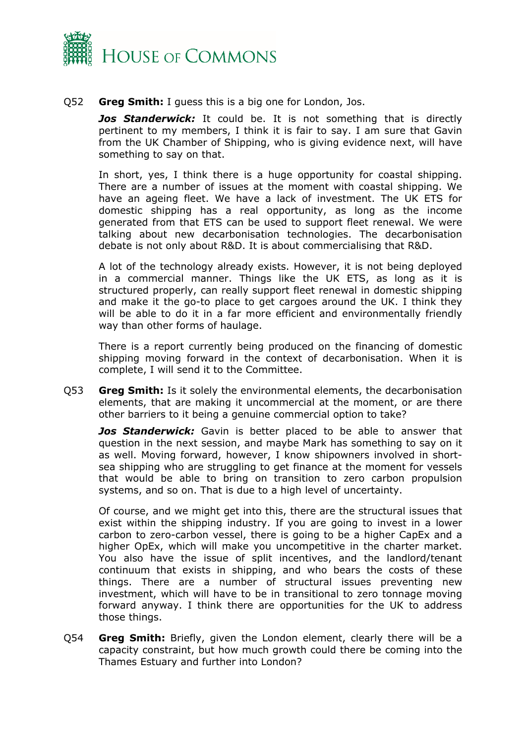Q52 **Greg Smith:** I guess this is a big one for London, Jos.

***Jos Standerwick:*** It could be. It is not something that is directly pertinent to my members, I think it is fair to say. I am sure that Gavin from the UK Chamber of Shipping, who is giving evidence next, will have something to say on that.

In short, yes, I think there is a huge opportunity for coastal shipping. There are a number of issues at the moment with coastal shipping. We have an ageing fleet. We have a lack of investment. The UK ETS for domestic shipping has a real opportunity, as long as the income generated from that ETS can be used to support fleet renewal. We were talking about new decarbonisation technologies. The decarbonisation debate is not only about R&D. It is about commercialising that R&D.

A lot of the technology already exists. However, it is not being deployed in a commercial manner. Things like the UK ETS, as long as it is structured properly, can really support fleet renewal in domestic shipping and make it the go-to place to get cargoes around the UK. I think they will be able to do it in a far more efficient and environmentally friendly way than other forms of haulage.

There is a report currently being produced on the financing of domestic shipping moving forward in the context of decarbonisation. When it is complete, I will send it to the Committee.

Q53 **Greg Smith:** Is it solely the environmental elements, the decarbonisation elements, that are making it uncommercial at the moment, or are there other barriers to it being a genuine commercial option to take?

***Jos Standerwick:*** Gavin is better placed to be able to answer that question in the next session, and maybe Mark has something to say on it as well. Moving forward, however, I know shipowners involved in short-sea shipping who are struggling to get finance at the moment for vessels that would be able to bring on transition to zero carbon propulsion systems, and so on. That is due to a high level of uncertainty.

Of course, and we might get into this, there are the structural issues that exist within the shipping industry. If you are going to invest in a lower carbon to zero-carbon vessel, there is going to be a higher CapEx and a higher OpEx, which will make you uncompetitive in the charter market. You also have the issue of split incentives, and the landlord/tenant continuum that exists in shipping, and who bears the costs of these things. There are a number of structural issues preventing new investment, which will have to be in transitional to zero tonnage moving forward anyway. I think there are opportunities for the UK to address those things.

Q54 **Greg Smith:** Briefly, given the London element, clearly there will be a capacity constraint, but how much growth could there be coming into the Thames Estuary and further into London?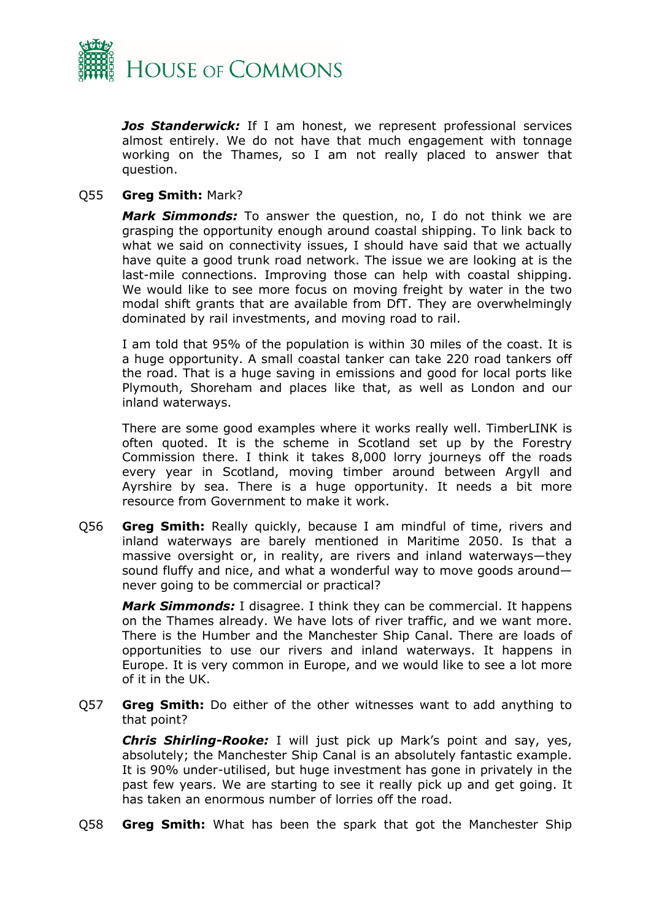***Jos Standerwick:*** If I am honest, we represent professional services almost entirely. We do not have that much engagement with tonnage working on the Thames, so I am not really placed to answer that question.

Q55 **Greg Smith:** Mark?

***Mark Simmonds:*** To answer the question, no, I do not think we are grasping the opportunity enough around coastal shipping. To link back to what we said on connectivity issues, I should have said that we actually have quite a good trunk road network. The issue we are looking at is the last-mile connections. Improving those can help with coastal shipping. We would like to see more focus on moving freight by water in the two modal shift grants that are available from DfT. They are overwhelmingly dominated by rail investments, and moving road to rail.

I am told that 95% of the population is within 30 miles of the coast. It is a huge opportunity. A small coastal tanker can take 220 road tankers off the road. That is a huge saving in emissions and good for local ports like Plymouth, Shoreham and places like that, as well as London and our inland waterways.

There are some good examples where it works really well. TimberLINK is often quoted. It is the scheme in Scotland set up by the Forestry Commission there. I think it takes 8,000 lorry journeys off the roads every year in Scotland, moving timber around between Argyll and Ayrshire by sea. There is a huge opportunity. It needs a bit more resource from Government to make it work.

Q56 **Greg Smith:** Really quickly, because I am mindful of time, rivers and inland waterways are barely mentioned in Maritime 2050. Is that a massive oversight or, in reality, are rivers and inland waterways—they sound fluffy and nice, and what a wonderful way to move goods around—never going to be commercial or practical?

***Mark Simmonds:*** I disagree. I think they can be commercial. It happens on the Thames already. We have lots of river traffic, and we want more. There is the Humber and the Manchester Ship Canal. There are loads of opportunities to use our rivers and inland waterways. It happens in Europe. It is very common in Europe, and we would like to see a lot more of it in the UK.

Q57 **Greg Smith:** Do either of the other witnesses want to add anything to that point?

***Chris Shirling-Rooke:*** I will just pick up Mark's point and say, yes, absolutely; the Manchester Ship Canal is an absolutely fantastic example. It is 90% under-utilised, but huge investment has gone in privately in the past few years. We are starting to see it really pick up and get going. It has taken an enormous number of lorries off the road.

Q58 **Greg Smith:** What has been the spark that got the Manchester Ship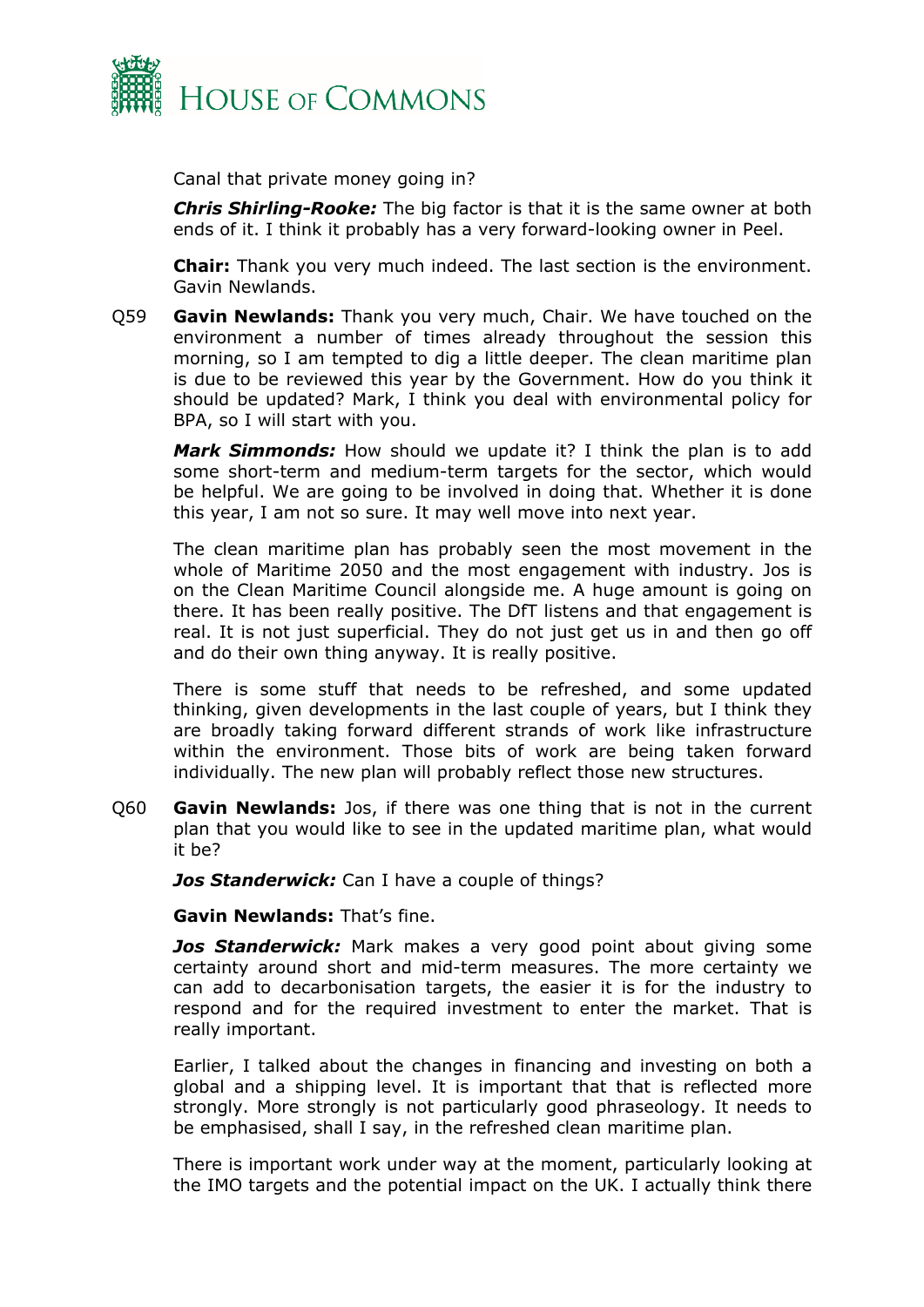Canal that private money going in?

***Chris Shirling-Rooke:*** The big factor is that it is the same owner at both ends of it. I think it probably has a very forward-looking owner in Peel.

**Chair:** Thank you very much indeed. The last section is the environment. Gavin Newlands.

Q59 **Gavin Newlands:** Thank you very much, Chair. We have touched on the environment a number of times already throughout the session this morning, so I am tempted to dig a little deeper. The clean maritime plan is due to be reviewed this year by the Government. How do you think it should be updated? Mark, I think you deal with environmental policy for BPA, so I will start with you.

***Mark Simmonds:*** How should we update it? I think the plan is to add some short-term and medium-term targets for the sector, which would be helpful. We are going to be involved in doing that. Whether it is done this year, I am not so sure. It may well move into next year.

The clean maritime plan has probably seen the most movement in the whole of Maritime 2050 and the most engagement with industry. Jos is on the Clean Maritime Council alongside me. A huge amount is going on there. It has been really positive. The DfT listens and that engagement is real. It is not just superficial. They do not just get us in and then go off and do their own thing anyway. It is really positive.

There is some stuff that needs to be refreshed, and some updated thinking, given developments in the last couple of years, but I think they are broadly taking forward different strands of work like infrastructure within the environment. Those bits of work are being taken forward individually. The new plan will probably reflect those new structures.

Q60 **Gavin Newlands:** Jos, if there was one thing that is not in the current plan that you would like to see in the updated maritime plan, what would it be?

***Jos Standerwick:*** Can I have a couple of things?

**Gavin Newlands:** That's fine.

***Jos Standerwick:*** Mark makes a very good point about giving some certainty around short and mid-term measures. The more certainty we can add to decarbonisation targets, the easier it is for the industry to respond and for the required investment to enter the market. That is really important.

Earlier, I talked about the changes in financing and investing on both a global and a shipping level. It is important that that is reflected more strongly. More strongly is not particularly good phraseology. It needs to be emphasised, shall I say, in the refreshed clean maritime plan.

There is important work under way at the moment, particularly looking at the IMO targets and the potential impact on the UK. I actually think there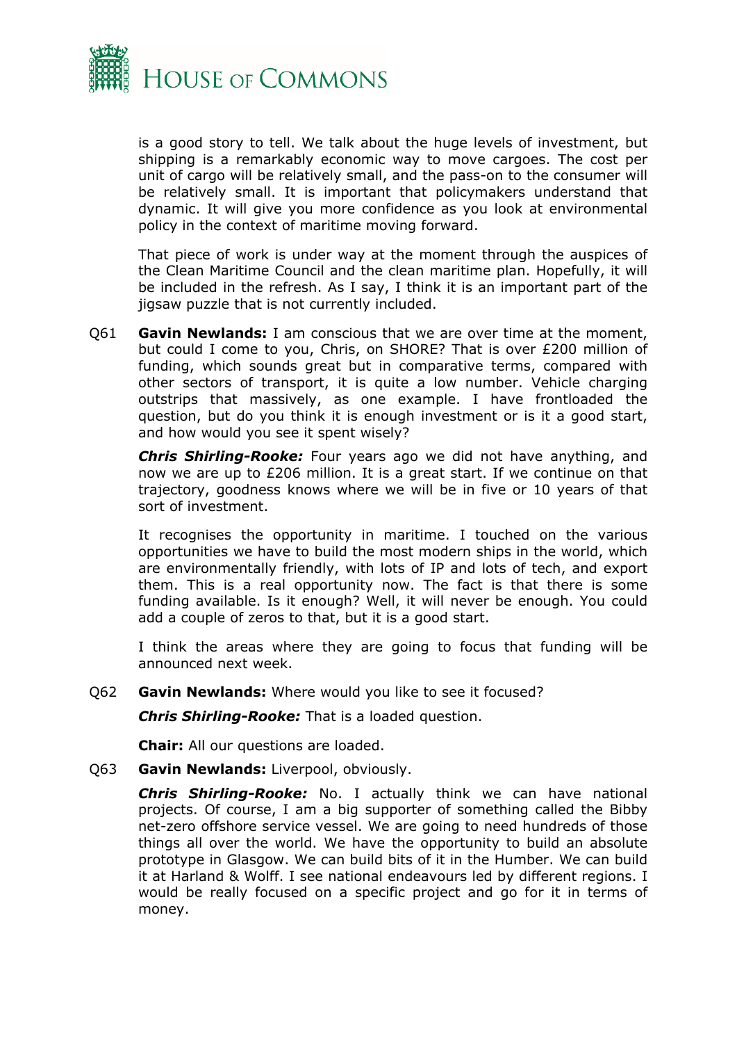is a good story to tell. We talk about the huge levels of investment, but shipping is a remarkably economic way to move cargoes. The cost per unit of cargo will be relatively small, and the pass-on to the consumer will be relatively small. It is important that policymakers understand that dynamic. It will give you more confidence as you look at environmental policy in the context of maritime moving forward.

That piece of work is under way at the moment through the auspices of the Clean Maritime Council and the clean maritime plan. Hopefully, it will be included in the refresh. As I say, I think it is an important part of the jigsaw puzzle that is not currently included.

Q61 **Gavin Newlands:** I am conscious that we are over time at the moment, but could I come to you, Chris, on SHORE? That is over £200 million of funding, which sounds great but in comparative terms, compared with other sectors of transport, it is quite a low number. Vehicle charging outstrips that massively, as one example. I have frontloaded the question, but do you think it is enough investment or is it a good start, and how would you see it spent wisely?

***Chris Shirling-Rooke:*** Four years ago we did not have anything, and now we are up to £206 million. It is a great start. If we continue on that trajectory, goodness knows where we will be in five or 10 years of that sort of investment.

It recognises the opportunity in maritime. I touched on the various opportunities we have to build the most modern ships in the world, which are environmentally friendly, with lots of IP and lots of tech, and export them. This is a real opportunity now. The fact is that there is some funding available. Is it enough? Well, it will never be enough. You could add a couple of zeros to that, but it is a good start.

I think the areas where they are going to focus that funding will be announced next week.

Q62 **Gavin Newlands:** Where would you like to see it focused?

***Chris Shirling-Rooke:*** That is a loaded question.

**Chair:** All our questions are loaded.

Q63 **Gavin Newlands:** Liverpool, obviously.

***Chris Shirling-Rooke:*** No. I actually think we can have national projects. Of course, I am a big supporter of something called the Bibby net-zero offshore service vessel. We are going to need hundreds of those things all over the world. We have the opportunity to build an absolute prototype in Glasgow. We can build bits of it in the Humber. We can build it at Harland & Wolff. I see national endeavours led by different regions. I would be really focused on a specific project and go for it in terms of money.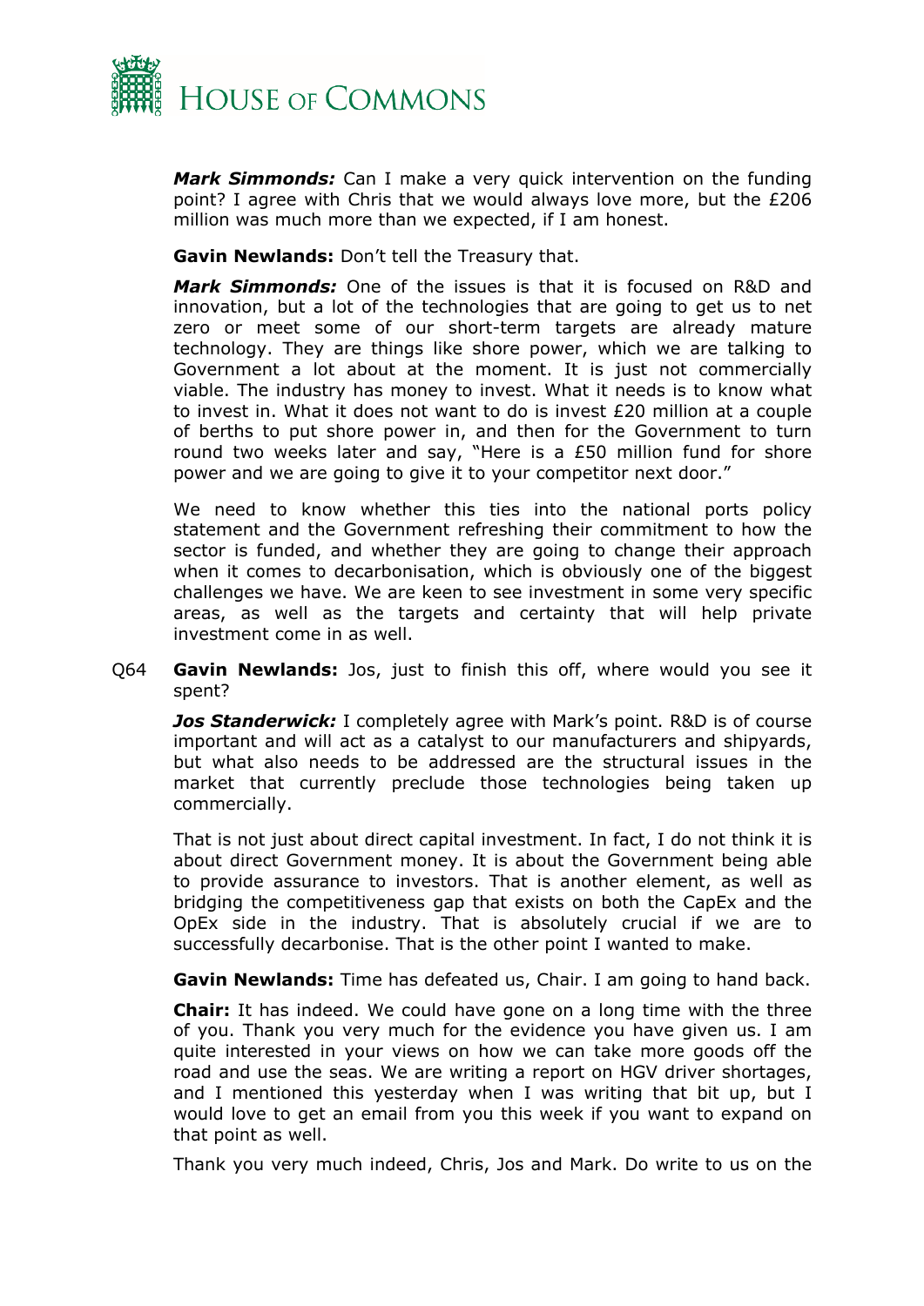***Mark Simmonds:*** Can I make a very quick intervention on the funding point? I agree with Chris that we would always love more, but the £206 million was much more than we expected, if I am honest.

**Gavin Newlands:** Don't tell the Treasury that.

***Mark Simmonds:*** One of the issues is that it is focused on R&D and innovation, but a lot of the technologies that are going to get us to net zero or meet some of our short-term targets are already mature technology. They are things like shore power, which we are talking to Government a lot about at the moment. It is just not commercially viable. The industry has money to invest. What it needs is to know what to invest in. What it does not want to do is invest £20 million at a couple of berths to put shore power in, and then for the Government to turn round two weeks later and say, "Here is a £50 million fund for shore power and we are going to give it to your competitor next door."

We need to know whether this ties into the national ports policy statement and the Government refreshing their commitment to how the sector is funded, and whether they are going to change their approach when it comes to decarbonisation, which is obviously one of the biggest challenges we have. We are keen to see investment in some very specific areas, as well as the targets and certainty that will help private investment come in as well.

Q64 **Gavin Newlands:** Jos, just to finish this off, where would you see it spent?

***Jos Standerwick:*** I completely agree with Mark's point. R&D is of course important and will act as a catalyst to our manufacturers and shipyards, but what also needs to be addressed are the structural issues in the market that currently preclude those technologies being taken up commercially.

That is not just about direct capital investment. In fact, I do not think it is about direct Government money. It is about the Government being able to provide assurance to investors. That is another element, as well as bridging the competitiveness gap that exists on both the CapEx and the OpEx side in the industry. That is absolutely crucial if we are to successfully decarbonise. That is the other point I wanted to make.

**Gavin Newlands:** Time has defeated us, Chair. I am going to hand back.

**Chair:** It has indeed. We could have gone on a long time with the three of you. Thank you very much for the evidence you have given us. I am quite interested in your views on how we can take more goods off the road and use the seas. We are writing a report on HGV driver shortages, and I mentioned this yesterday when I was writing that bit up, but I would love to get an email from you this week if you want to expand on that point as well.

Thank you very much indeed, Chris, Jos and Mark. Do write to us on the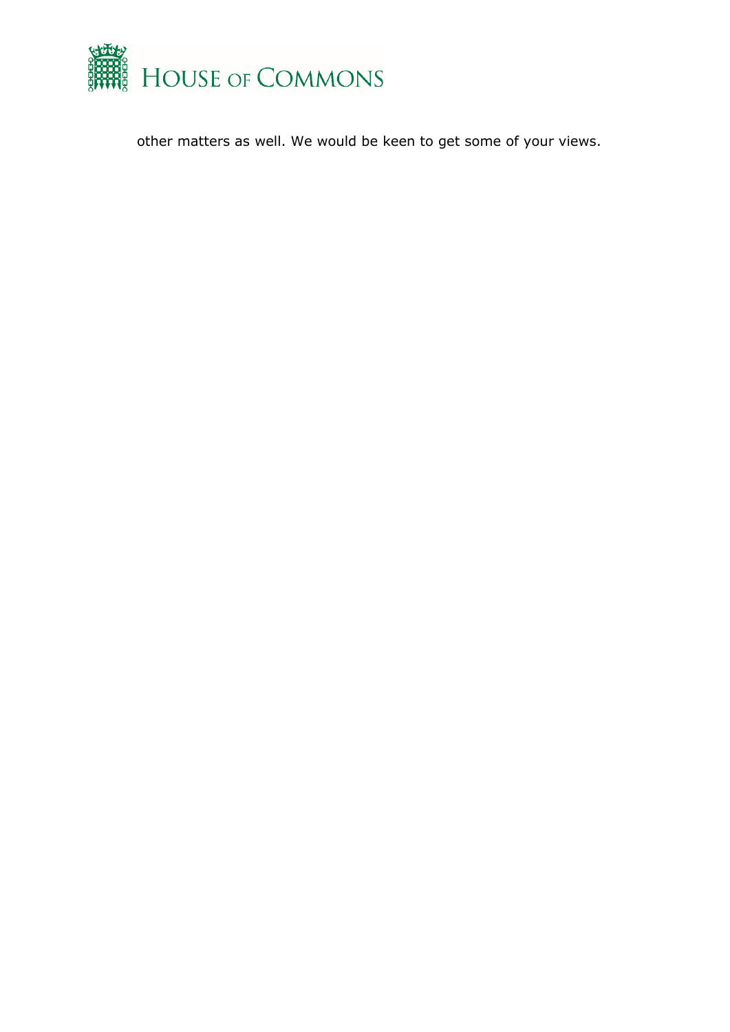other matters as well. We would be keen to get some of your views.